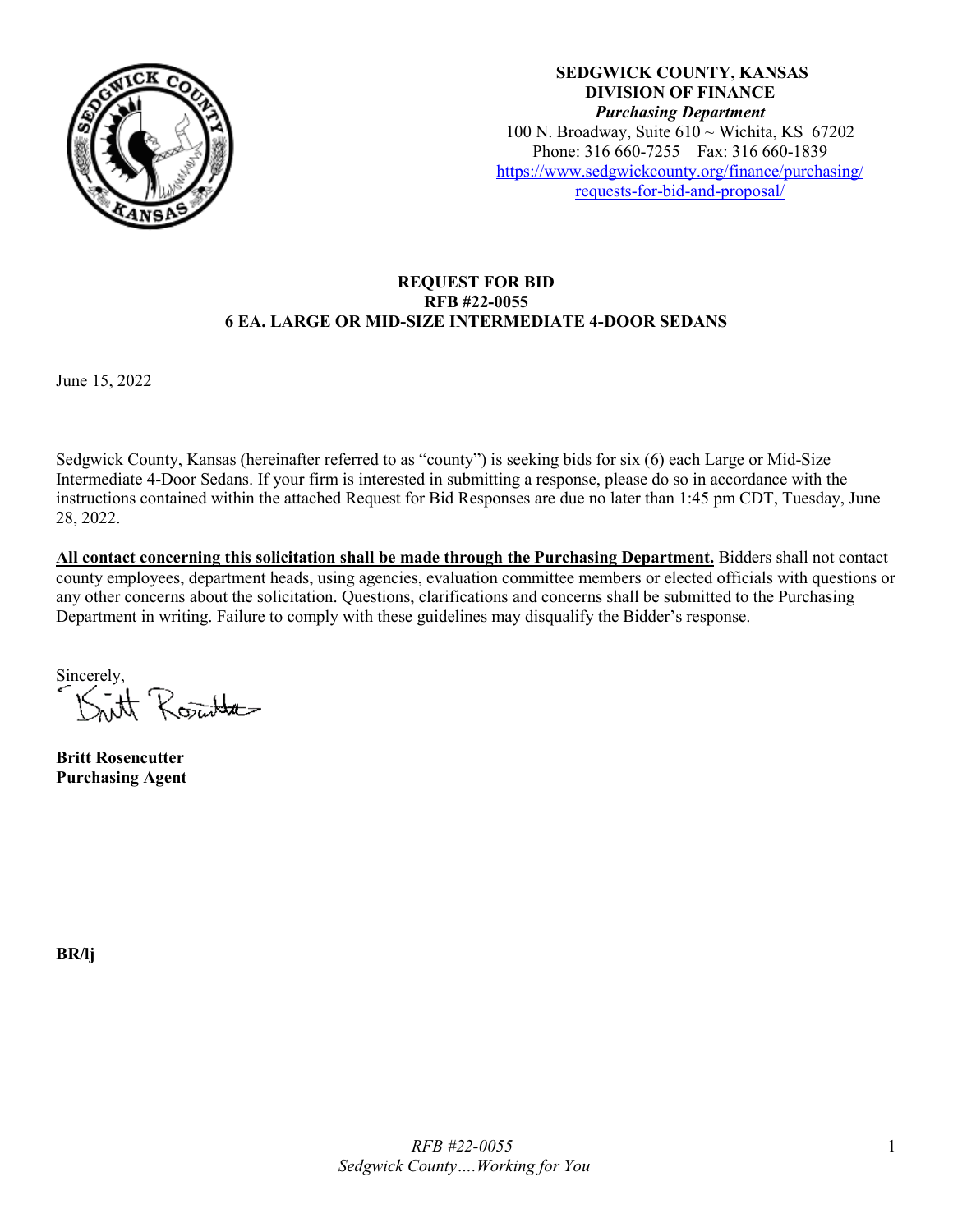**SEDGWICK COUNTY, KANSAS**
**DIVISION OF FINANCE**
***Purchasing Department***
100 N. Broadway, Suite 610 ~ Wichita, KS 67202
Phone: 316 660-7255 Fax: 316 660-1839
[https://www.sedgwickcounty.org/finance/purchasing/requests-for-bid-and-proposal/](https://www.sedgwickcounty.org/finance/purchasing/requests-for-bid-and-proposal/)

# REQUEST FOR BID
## RFB #22-0055
## 6 EA. LARGE OR MID-SIZE INTERMEDIATE 4-DOOR SEDANS

June 15, 2022

Sedgwick County, Kansas (hereinafter referred to as "county") is seeking bids for six (6) each Large or Mid-Size Intermediate 4-Door Sedans. If your firm is interested in submitting a response, please do so in accordance with the instructions contained within the attached Request for Bid Responses are due no later than 1:45 pm CDT, Tuesday, June 28, 2022.

**All contact concerning this solicitation shall be made through the Purchasing Department.** Bidders shall not contact county employees, department heads, using agencies, evaluation committee members or elected officials with questions or any other concerns about the solicitation. Questions, clarifications and concerns shall be submitted to the Purchasing Department in writing. Failure to comply with these guidelines may disqualify the Bidder's response.

Sincerely,

**Britt Rosencutter**
**Purchasing Agent**

**BR/lj**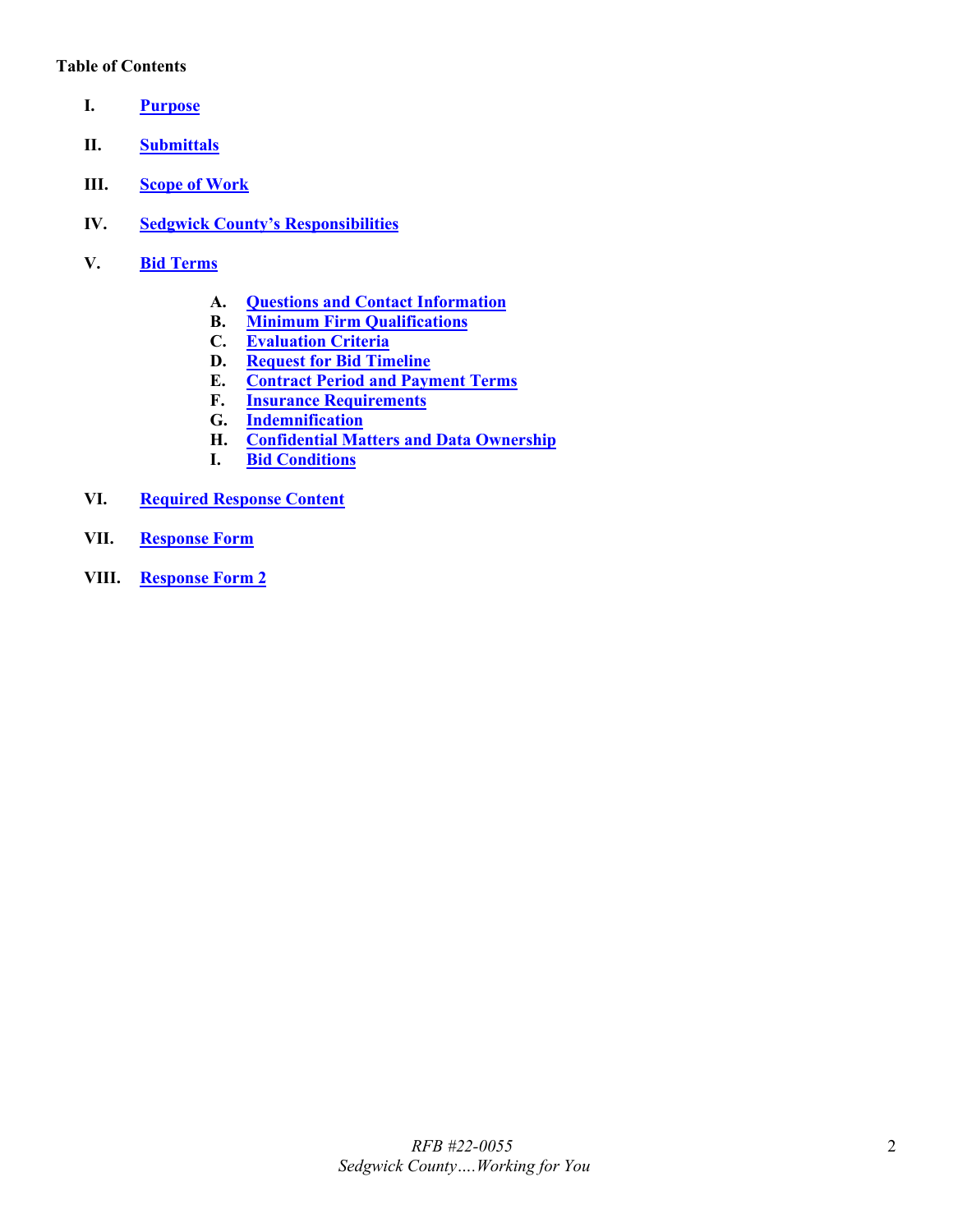**Table of Contents**

- **I.** **Purpose**
- **II.** **Submittals**
- **III.** **Scope of Work**
- **IV.** **Sedgwick County's Responsibilities**
- **V.** **Bid Terms**
    - **A.** **Questions and Contact Information**
    - **B.** **Minimum Firm Qualifications**
    - **C.** **Evaluation Criteria**
    - **D.** **Request for Bid Timeline**
    - **E.** **Contract Period and Payment Terms**
    - **F.** **Insurance Requirements**
    - **G.** **Indemnification**
    - **H.** **Confidential Matters and Data Ownership**
    - **I.** **Bid Conditions**
- **VI.** **Required Response Content**
- **VII.** **Response Form**
- **VIII.** **Response Form 2**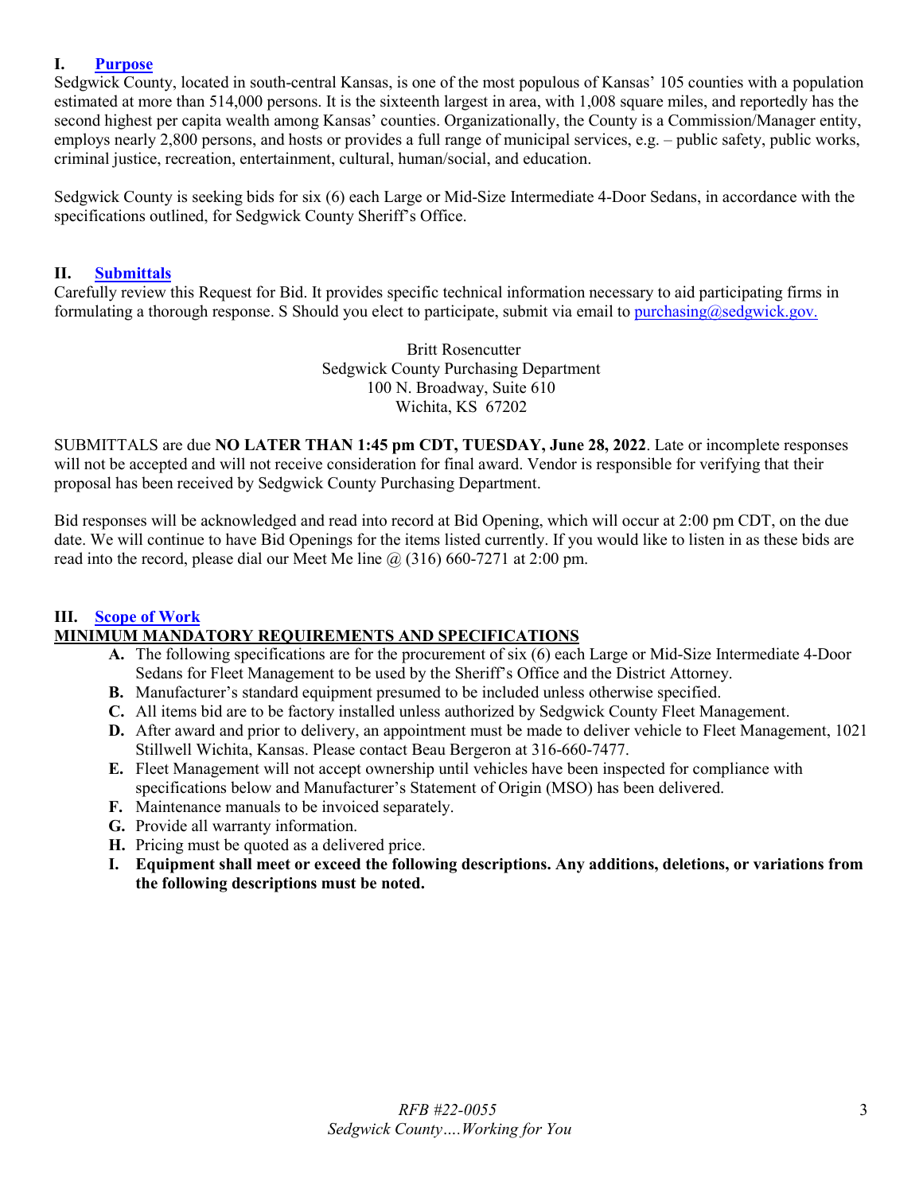## I. Purpose

Sedgwick County, located in south-central Kansas, is one of the most populous of Kansas' 105 counties with a population estimated at more than 514,000 persons. It is the sixteenth largest in area, with 1,008 square miles, and reportedly has the second highest per capita wealth among Kansas' counties. Organizationally, the County is a Commission/Manager entity, employs nearly 2,800 persons, and hosts or provides a full range of municipal services, e.g. – public safety, public works, criminal justice, recreation, entertainment, cultural, human/social, and education.

Sedgwick County is seeking bids for six (6) each Large or Mid-Size Intermediate 4-Door Sedans, in accordance with the specifications outlined, for Sedgwick County Sheriff's Office.

## II. Submittals

Carefully review this Request for Bid. It provides specific technical information necessary to aid participating firms in formulating a thorough response. S Should you elect to participate, submit via email to purchasing@sedgwick.gov.

Britt Rosencutter
Sedgwick County Purchasing Department
100 N. Broadway, Suite 610
Wichita, KS 67202

SUBMITTALS are due **NO LATER THAN 1:45 pm CDT, TUESDAY, June 28, 2022**. Late or incomplete responses will not be accepted and will not receive consideration for final award. Vendor is responsible for verifying that their proposal has been received by Sedgwick County Purchasing Department.

Bid responses will be acknowledged and read into record at Bid Opening, which will occur at 2:00 pm CDT, on the due date. We will continue to have Bid Openings for the items listed currently. If you would like to listen in as these bids are read into the record, please dial our Meet Me line @ (316) 660-7271 at 2:00 pm.

## III. Scope of Work

**MINIMUM MANDATORY REQUIREMENTS AND SPECIFICATIONS**

- **A.** The following specifications are for the procurement of six (6) each Large or Mid-Size Intermediate 4-Door Sedans for Fleet Management to be used by the Sheriff's Office and the District Attorney.
- **B.** Manufacturer's standard equipment presumed to be included unless otherwise specified.
- **C.** All items bid are to be factory installed unless authorized by Sedgwick County Fleet Management.
- **D.** After award and prior to delivery, an appointment must be made to deliver vehicle to Fleet Management, 1021 Stillwell Wichita, Kansas. Please contact Beau Bergeron at 316-660-7477.
- **E.** Fleet Management will not accept ownership until vehicles have been inspected for compliance with specifications below and Manufacturer's Statement of Origin (MSO) has been delivered.
- **F.** Maintenance manuals to be invoiced separately.
- **G.** Provide all warranty information.
- **H.** Pricing must be quoted as a delivered price.
- **I.** **Equipment shall meet or exceed the following descriptions. Any additions, deletions, or variations from the following descriptions must be noted.**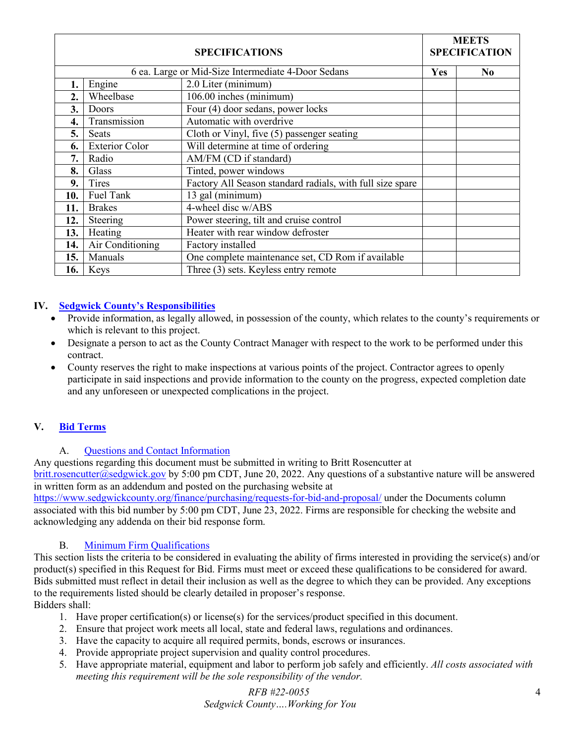| SPECIFICATIONS | | | MEETS SPECIFICATION | |
|---|---|---|---|---|
| 6 ea. Large or Mid-Size Intermediate 4-Door Sedans | | | Yes | No |
| 1. | Engine | 2.0 Liter (minimum) | | |
| 2. | Wheelbase | 106.00 inches (minimum) | | |
| 3. | Doors | Four (4) door sedans, power locks | | |
| 4. | Transmission | Automatic with overdrive | | |
| 5. | Seats | Cloth or Vinyl, five (5) passenger seating | | |
| 6. | Exterior Color | Will determine at time of ordering | | |
| 7. | Radio | AM/FM (CD if standard) | | |
| 8. | Glass | Tinted, power windows | | |
| 9. | Tires | Factory All Season standard radials, with full size spare | | |
| 10. | Fuel Tank | 13 gal (minimum) | | |
| 11. | Brakes | 4-wheel disc w/ABS | | |
| 12. | Steering | Power steering, tilt and cruise control | | |
| 13. | Heating | Heater with rear window defroster | | |
| 14. | Air Conditioning | Factory installed | | |
| 15. | Manuals | One complete maintenance set, CD Rom if available | | |
| 16. | Keys | Three (3) sets. Keyless entry remote | | |

## IV. Sedgwick County's Responsibilities

- Provide information, as legally allowed, in possession of the county, which relates to the county's requirements or which is relevant to this project.
- Designate a person to act as the County Contract Manager with respect to the work to be performed under this contract.
- County reserves the right to make inspections at various points of the project. Contractor agrees to openly participate in said inspections and provide information to the county on the progress, expected completion date and any unforeseen or unexpected complications in the project.

## V. Bid Terms

### A. Questions and Contact Information

Any questions regarding this document must be submitted in writing to Britt Rosencutter at britt.rosencutter@sedgwick.gov by 5:00 pm CDT, June 20, 2022. Any questions of a substantive nature will be answered in written form as an addendum and posted on the purchasing website at https://www.sedgwickcounty.org/finance/purchasing/requests-for-bid-and-proposal/ under the Documents column associated with this bid number by 5:00 pm CDT, June 23, 2022. Firms are responsible for checking the website and acknowledging any addenda on their bid response form.

### B. Minimum Firm Qualifications

This section lists the criteria to be considered in evaluating the ability of firms interested in providing the service(s) and/or product(s) specified in this Request for Bid. Firms must meet or exceed these qualifications to be considered for award. Bids submitted must reflect in detail their inclusion as well as the degree to which they can be provided. Any exceptions to the requirements listed should be clearly detailed in proposer's response.

Bidders shall:

1. Have proper certification(s) or license(s) for the services/product specified in this document.
2. Ensure that project work meets all local, state and federal laws, regulations and ordinances.
3. Have the capacity to acquire all required permits, bonds, escrows or insurances.
4. Provide appropriate project supervision and quality control procedures.
5. Have appropriate material, equipment and labor to perform job safely and efficiently. *All costs associated with meeting this requirement will be the sole responsibility of the vendor.*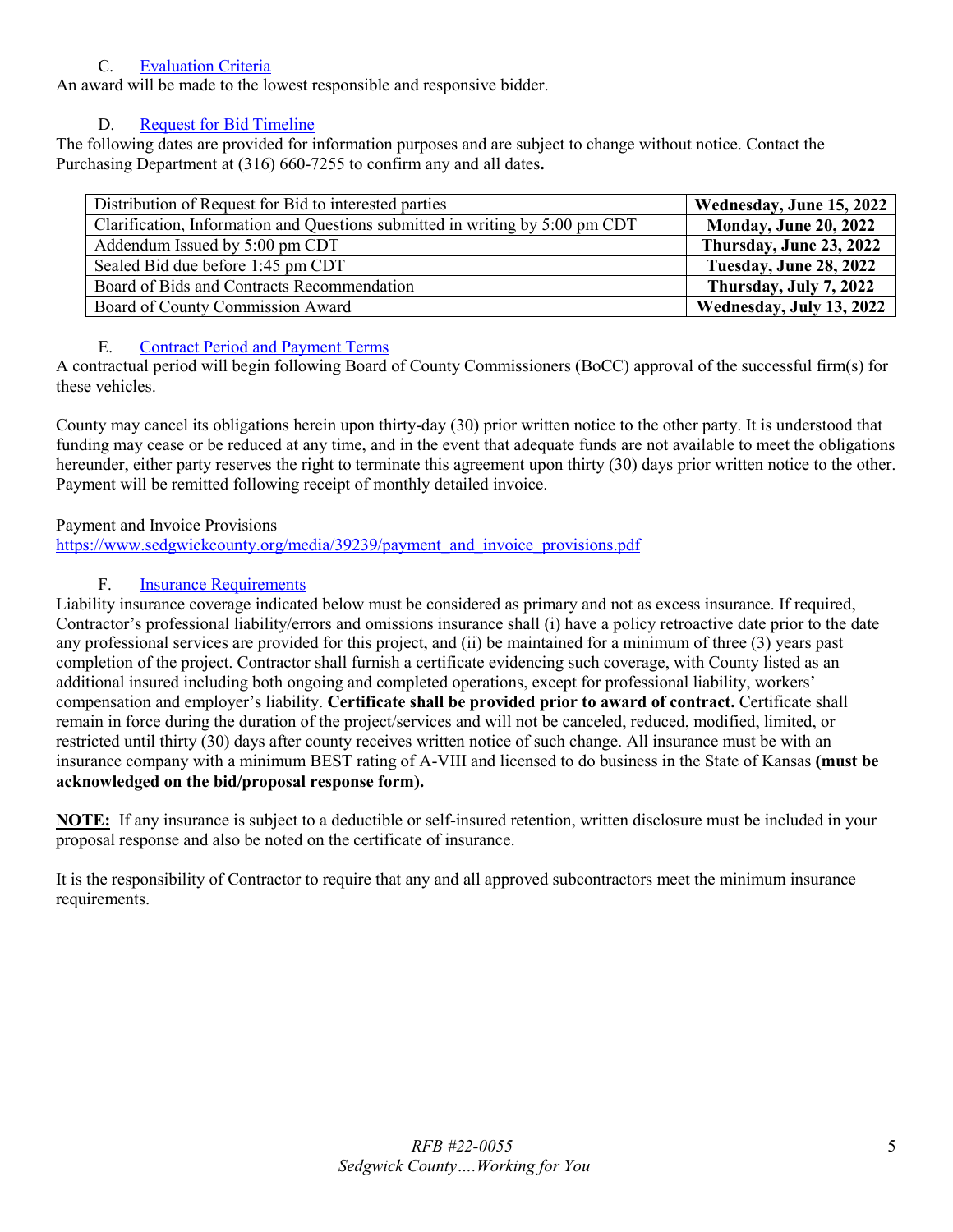### C. Evaluation Criteria

An award will be made to the lowest responsible and responsive bidder.

### D. Request for Bid Timeline

The following dates are provided for information purposes and are subject to change without notice. Contact the Purchasing Department at (316) 660-7255 to confirm any and all dates**.**

| | |
|---|---|
| Distribution of Request for Bid to interested parties | **Wednesday, June 15, 2022** |
| Clarification, Information and Questions submitted in writing by 5:00 pm CDT | **Monday, June 20, 2022** |
| Addendum Issued by 5:00 pm CDT | **Thursday, June 23, 2022** |
| Sealed Bid due before 1:45 pm CDT | **Tuesday, June 28, 2022** |
| Board of Bids and Contracts Recommendation | **Thursday, July 7, 2022** |
| Board of County Commission Award | **Wednesday, July 13, 2022** |

### E. Contract Period and Payment Terms

A contractual period will begin following Board of County Commissioners (BoCC) approval of the successful firm(s) for these vehicles.

County may cancel its obligations herein upon thirty-day (30) prior written notice to the other party. It is understood that funding may cease or be reduced at any time, and in the event that adequate funds are not available to meet the obligations hereunder, either party reserves the right to terminate this agreement upon thirty (30) days prior written notice to the other. Payment will be remitted following receipt of monthly detailed invoice.

Payment and Invoice Provisions
https://www.sedgwickcounty.org/media/39239/payment_and_invoice_provisions.pdf

### F. Insurance Requirements

Liability insurance coverage indicated below must be considered as primary and not as excess insurance. If required, Contractor's professional liability/errors and omissions insurance shall (i) have a policy retroactive date prior to the date any professional services are provided for this project, and (ii) be maintained for a minimum of three (3) years past completion of the project. Contractor shall furnish a certificate evidencing such coverage, with County listed as an additional insured including both ongoing and completed operations, except for professional liability, workers' compensation and employer's liability. **Certificate shall be provided prior to award of contract.** Certificate shall remain in force during the duration of the project/services and will not be canceled, reduced, modified, limited, or restricted until thirty (30) days after county receives written notice of such change. All insurance must be with an insurance company with a minimum BEST rating of A-VIII and licensed to do business in the State of Kansas **(must be acknowledged on the bid/proposal response form).**

**NOTE:** If any insurance is subject to a deductible or self-insured retention, written disclosure must be included in your proposal response and also be noted on the certificate of insurance.

It is the responsibility of Contractor to require that any and all approved subcontractors meet the minimum insurance requirements.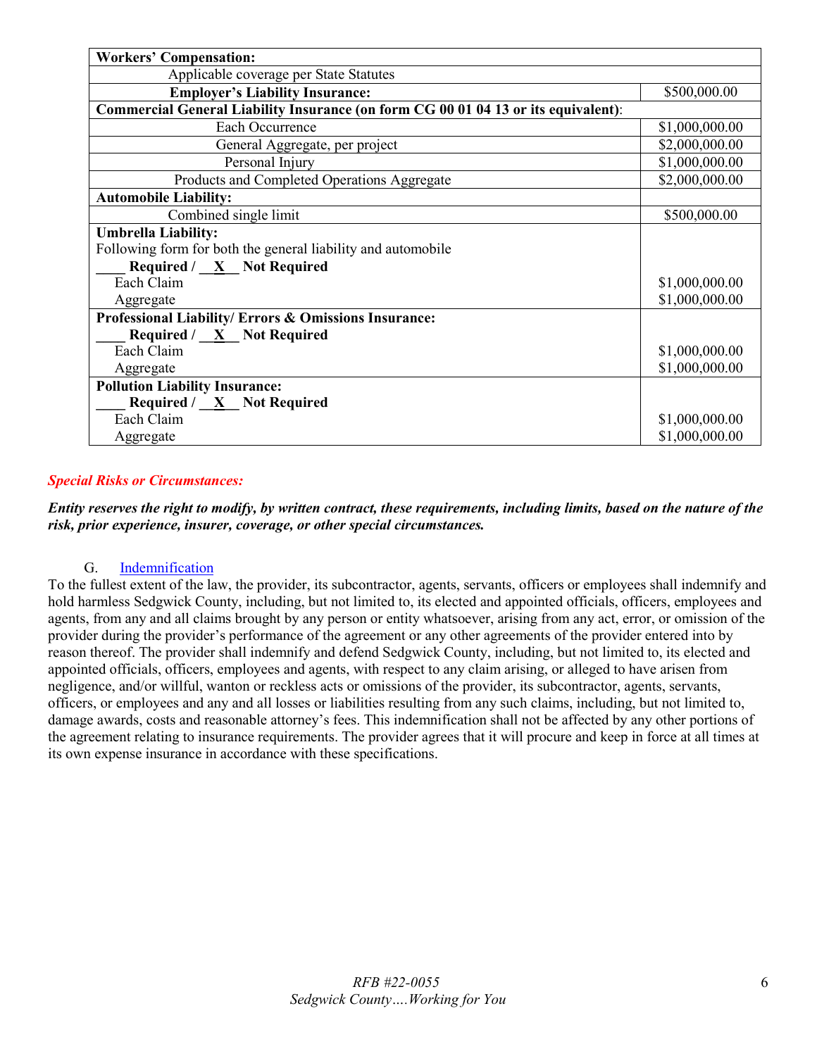| Workers' Compensation: | |
|---|---|
| Applicable coverage per State Statutes | |
| **Employer's Liability Insurance:** | $500,000.00 |
| **Commercial General Liability Insurance (on form CG 00 01 04 13 or its equivalent)**: | |
| Each Occurrence | $1,000,000.00 |
| General Aggregate, per project | $2,000,000.00 |
| Personal Injury | $1,000,000.00 |
| Products and Completed Operations Aggregate | $2,000,000.00 |
| **Automobile Liability:** | |
| Combined single limit | $500,000.00 |
| **Umbrella Liability:**<br>Following form for both the general liability and automobile<br>**____ Required / __X__ Not Required** | |
| Each Claim | $1,000,000.00 |
| Aggregate | $1,000,000.00 |
| **Professional Liability/ Errors & Omissions Insurance:**<br>**____ Required / __X__ Not Required** | |
| Each Claim | $1,000,000.00 |
| Aggregate | $1,000,000.00 |
| **Pollution Liability Insurance:**<br>**____ Required / __X__ Not Required** | |
| Each Claim | $1,000,000.00 |
| Aggregate | $1,000,000.00 |

***Special Risks or Circumstances:***

***Entity reserves the right to modify, by written contract, these requirements, including limits, based on the nature of the risk, prior experience, insurer, coverage, or other special circumstances.***

G. Indemnification

To the fullest extent of the law, the provider, its subcontractor, agents, servants, officers or employees shall indemnify and hold harmless Sedgwick County, including, but not limited to, its elected and appointed officials, officers, employees and agents, from any and all claims brought by any person or entity whatsoever, arising from any act, error, or omission of the provider during the provider's performance of the agreement or any other agreements of the provider entered into by reason thereof. The provider shall indemnify and defend Sedgwick County, including, but not limited to, its elected and appointed officials, officers, employees and agents, with respect to any claim arising, or alleged to have arisen from negligence, and/or willful, wanton or reckless acts or omissions of the provider, its subcontractor, agents, servants, officers, or employees and any and all losses or liabilities resulting from any such claims, including, but not limited to, damage awards, costs and reasonable attorney's fees. This indemnification shall not be affected by any other portions of the agreement relating to insurance requirements. The provider agrees that it will procure and keep in force at all times at its own expense insurance in accordance with these specifications.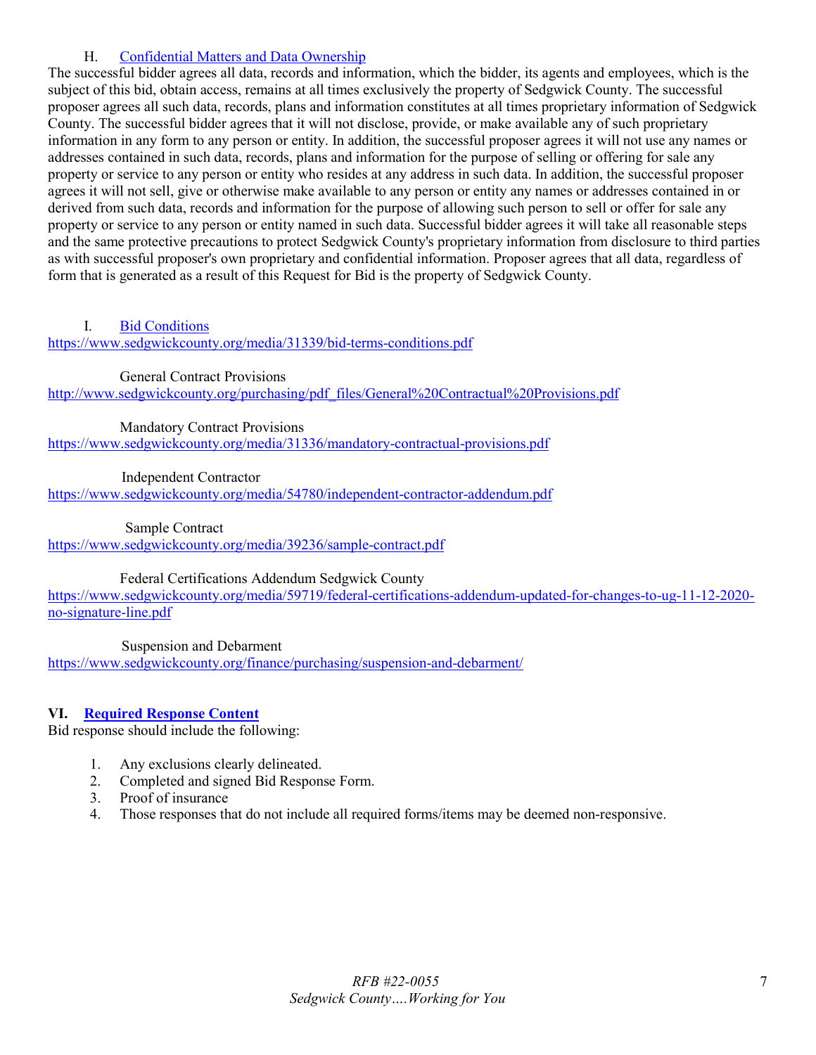### H. Confidential Matters and Data Ownership

The successful bidder agrees all data, records and information, which the bidder, its agents and employees, which is the subject of this bid, obtain access, remains at all times exclusively the property of Sedgwick County. The successful proposer agrees all such data, records, plans and information constitutes at all times proprietary information of Sedgwick County. The successful bidder agrees that it will not disclose, provide, or make available any of such proprietary information in any form to any person or entity. In addition, the successful proposer agrees it will not use any names or addresses contained in such data, records, plans and information for the purpose of selling or offering for sale any property or service to any person or entity who resides at any address in such data. In addition, the successful proposer agrees it will not sell, give or otherwise make available to any person or entity any names or addresses contained in or derived from such data, records and information for the purpose of allowing such person to sell or offer for sale any property or service to any person or entity named in such data. Successful bidder agrees it will take all reasonable steps and the same protective precautions to protect Sedgwick County's proprietary information from disclosure to third parties as with successful proposer's own proprietary and confidential information. Proposer agrees that all data, regardless of form that is generated as a result of this Request for Bid is the property of Sedgwick County.

### I. Bid Conditions

https://www.sedgwickcounty.org/media/31339/bid-terms-conditions.pdf

General Contract Provisions
http://www.sedgwickcounty.org/purchasing/pdf_files/General%20Contractual%20Provisions.pdf

Mandatory Contract Provisions
https://www.sedgwickcounty.org/media/31336/mandatory-contractual-provisions.pdf

Independent Contractor
https://www.sedgwickcounty.org/media/54780/independent-contractor-addendum.pdf

Sample Contract
https://www.sedgwickcounty.org/media/39236/sample-contract.pdf

Federal Certifications Addendum Sedgwick County
https://www.sedgwickcounty.org/media/59719/federal-certifications-addendum-updated-for-changes-to-ug-11-12-2020-no-signature-line.pdf

Suspension and Debarment
https://www.sedgwickcounty.org/finance/purchasing/suspension-and-debarment/

## VI. Required Response Content

Bid response should include the following:

1. Any exclusions clearly delineated.
2. Completed and signed Bid Response Form.
3. Proof of insurance
4. Those responses that do not include all required forms/items may be deemed non-responsive.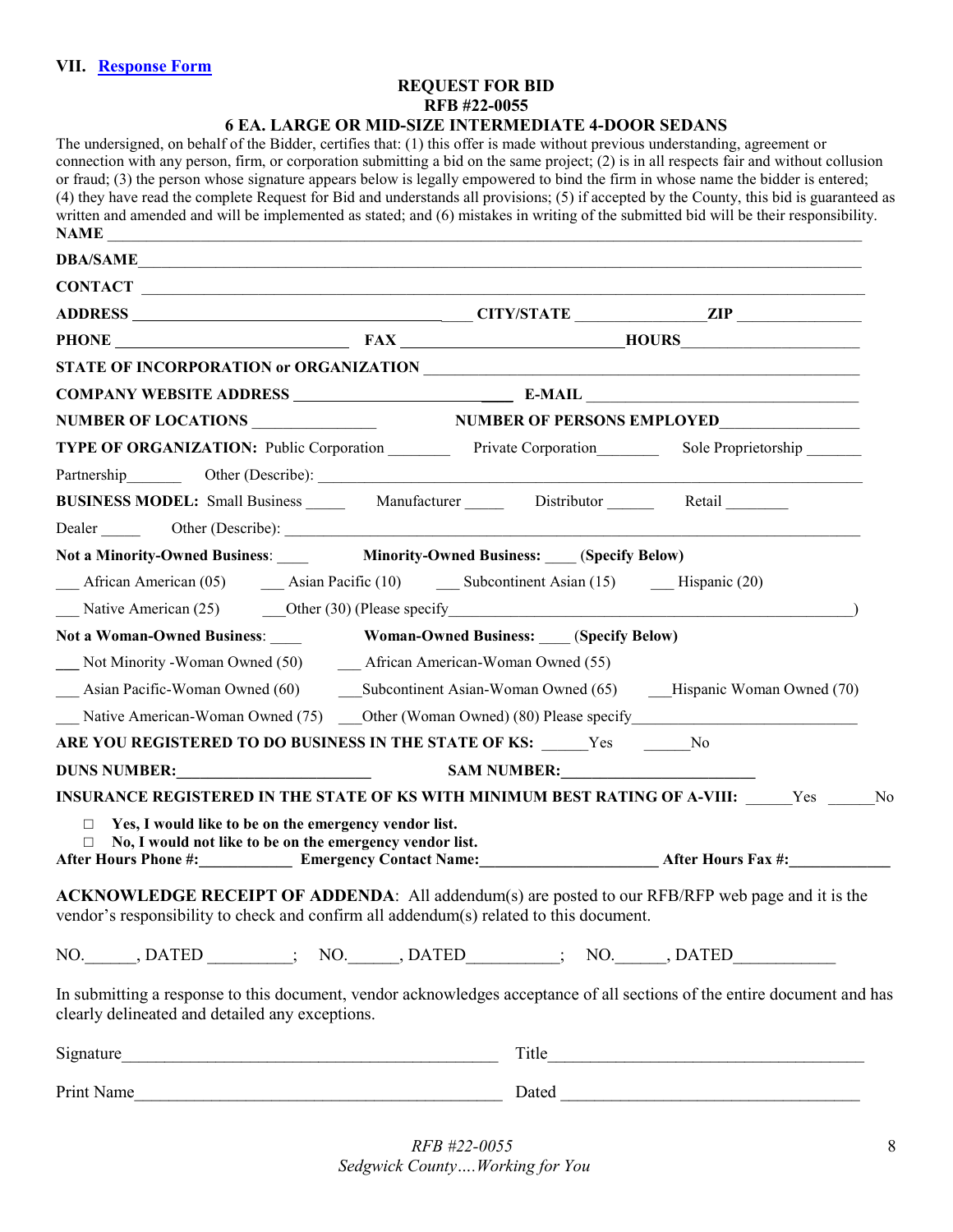## VII. Response Form

**REQUEST FOR BID**
**RFB #22-0055**
**6 EA. LARGE OR MID-SIZE INTERMEDIATE 4-DOOR SEDANS**

The undersigned, on behalf of the Bidder, certifies that: (1) this offer is made without previous understanding, agreement or connection with any person, firm, or corporation submitting a bid on the same project; (2) is in all respects fair and without collusion or fraud; (3) the person whose signature appears below is legally empowered to bind the firm in whose name the bidder is entered; (4) they have read the complete Request for Bid and understands all provisions; (5) if accepted by the County, this bid is guaranteed as written and amended and will be implemented as stated; and (6) mistakes in writing of the submitted bid will be their responsibility.

**NAME** ______________________________

**DBA/SAME** ______________________________

**CONTACT** ______________________________

**ADDRESS** ______________________ **CITY/STATE** ______________ **ZIP** ______________

**PHONE** ______________________ **FAX** ______________________ **HOURS** ______________________

**STATE OF INCORPORATION or ORGANIZATION** ______________________________

**COMPANY WEBSITE ADDRESS** ______________________ **E-MAIL** ______________________

**NUMBER OF LOCATIONS** ______________ **NUMBER OF PERSONS EMPLOYED** ______________

**TYPE OF ORGANIZATION:** Public Corporation ________ Private Corporation ________ Sole Proprietorship ________

Partnership ________ Other (Describe): ______________________________

**BUSINESS MODEL:** Small Business _____ Manufacturer _____ Distributor ______ Retail ________

Dealer _____ Other (Describe): ______________________________

**Not a Minority-Owned Business**: ____ **Minority-Owned Business:** ____ **(Specify Below)**

___ African American (05) ___ Asian Pacific (10) ___ Subcontinent Asian (15) ___ Hispanic (20)

___ Native American (25) ___Other (30) (Please specify______________________________)

**Not a Woman-Owned Business**: ____ **Woman-Owned Business:** ____ **(Specify Below)**

___ Not Minority -Woman Owned (50) ___ African American-Woman Owned (55)

___ Asian Pacific-Woman Owned (60) ___Subcontinent Asian-Woman Owned (65) ___Hispanic Woman Owned (70)

___ Native American-Woman Owned (75) ___Other (Woman Owned) (80) Please specify______________________

**ARE YOU REGISTERED TO DO BUSINESS IN THE STATE OF KS:** ______Yes ______No

**DUNS NUMBER:**______________________ **SAM NUMBER:**______________________

**INSURANCE REGISTERED IN THE STATE OF KS WITH MINIMUM BEST RATING OF A-VIII:** ______Yes ______No

- □ **Yes, I would like to be on the emergency vendor list.**
- □ **No, I would not like to be on the emergency vendor list.**

**After Hours Phone #:**____________ **Emergency Contact Name:**______________________ **After Hours Fax #:**____________

**ACKNOWLEDGE RECEIPT OF ADDENDA**: All addendum(s) are posted to our RFB/RFP web page and it is the vendor's responsibility to check and confirm all addendum(s) related to this document.

NO.______, DATED __________; NO.______, DATED__________; NO.______, DATED____________

In submitting a response to this document, vendor acknowledges acceptance of all sections of the entire document and has clearly delineated and detailed any exceptions.

Signature______________________________ Title______________________________

Print Name______________________________ Dated ______________________________

*RFB #22-0055*
*Sedgwick County….Working for You*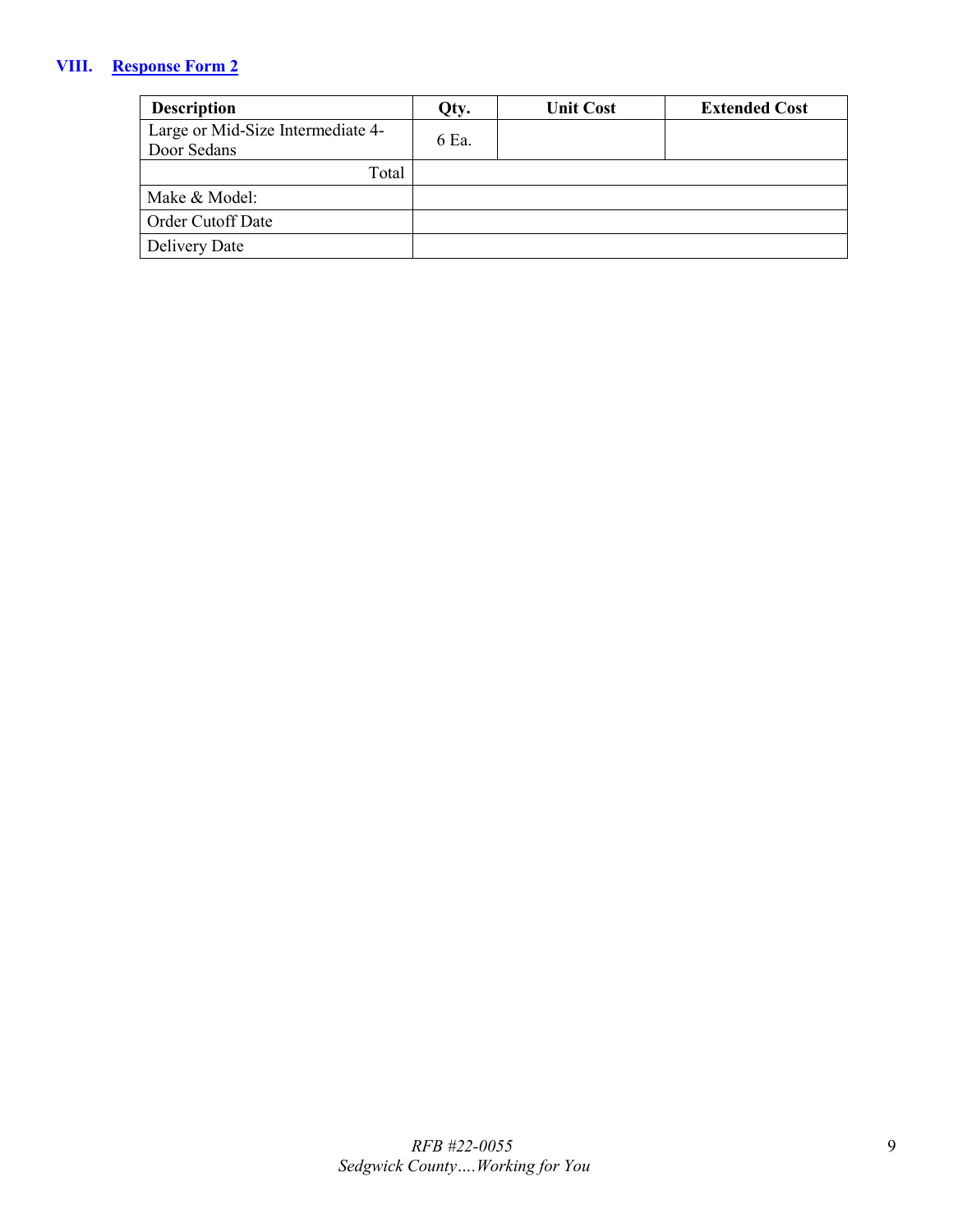## VIII. Response Form 2

| Description | Qty. | Unit Cost | Extended Cost |
|---|---|---|---|
| Large or Mid-Size Intermediate 4-Door Sedans | 6 Ea. | | |
| Total | | | |
| Make & Model: | | | |
| Order Cutoff Date | | | |
| Delivery Date | | | |